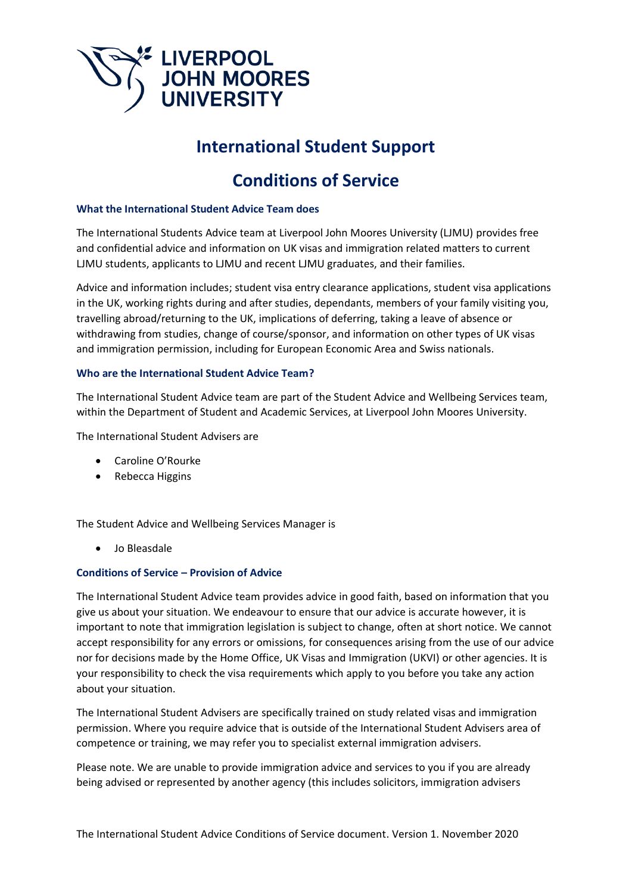LIVERPOOL JOHN MOORES UNIVERSITY

# International Student Support

# Conditions of Service

### What the International Student Advice Team does

The International Students Advice team at Liverpool John Moores University (LJMU) provides free and confidential advice and information on UK visas and immigration related matters to current LJMU students, applicants to LJMU and recent LJMU graduates, and their families.

Advice and information includes; student visa entry clearance applications, student visa applications in the UK, working rights during and after studies, dependants, members of your family visiting you, travelling abroad/returning to the UK, implications of deferring, taking a leave of absence or withdrawing from studies, change of course/sponsor, and information on other types of UK visas and immigration permission, including for European Economic Area and Swiss nationals.

### Who are the International Student Advice Team?

The International Student Advice team are part of the Student Advice and Wellbeing Services team, within the Department of Student and Academic Services, at Liverpool John Moores University.

The International Student Advisers are

- Caroline O'Rourke
- Rebecca Higgins

The Student Advice and Wellbeing Services Manager is

- Jo Bleasdale

### Conditions of Service – Provision of Advice

The International Student Advice team provides advice in good faith, based on information that you give us about your situation. We endeavour to ensure that our advice is accurate however, it is important to note that immigration legislation is subject to change, often at short notice. We cannot accept responsibility for any errors or omissions, for consequences arising from the use of our advice nor for decisions made by the Home Office, UK Visas and Immigration (UKVI) or other agencies. It is your responsibility to check the visa requirements which apply to you before you take any action about your situation.

The International Student Advisers are specifically trained on study related visas and immigration permission. Where you require advice that is outside of the International Student Advisers area of competence or training, we may refer you to specialist external immigration advisers.

Please note. We are unable to provide immigration advice and services to you if you are already being advised or represented by another agency (this includes solicitors, immigration advisers

The International Student Advice Conditions of Service document. Version 1. November 2020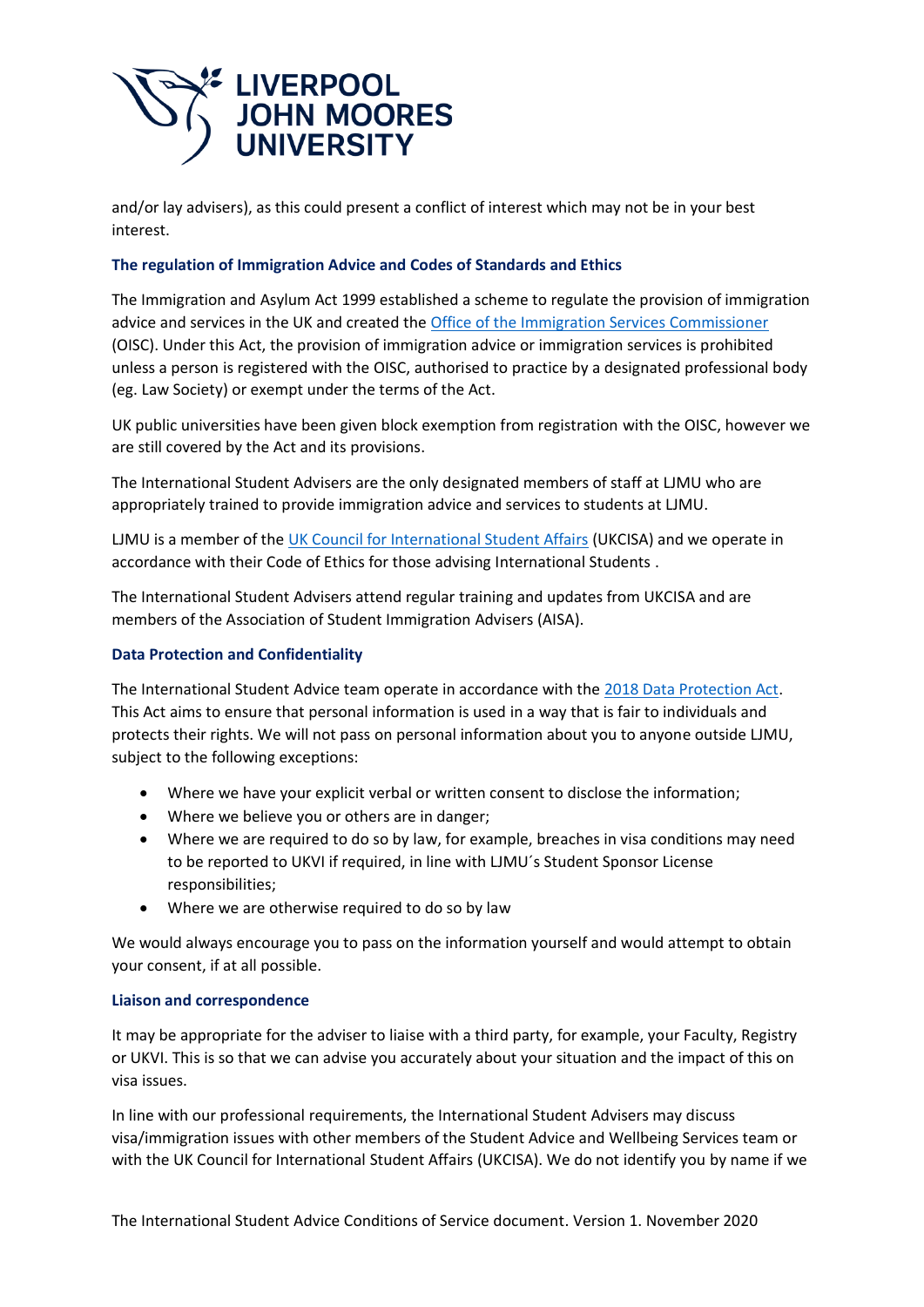and/or lay advisers), as this could present a conflict of interest which may not be in your best interest.

### The regulation of Immigration Advice and Codes of Standards and Ethics

The Immigration and Asylum Act 1999 established a scheme to regulate the provision of immigration advice and services in the UK and created the [Office of the Immigration Services Commissioner](#) (OISC). Under this Act, the provision of immigration advice or immigration services is prohibited unless a person is registered with the OISC, authorised to practice by a designated professional body (eg. Law Society) or exempt under the terms of the Act.

UK public universities have been given block exemption from registration with the OISC, however we are still covered by the Act and its provisions.

The International Student Advisers are the only designated members of staff at LJMU who are appropriately trained to provide immigration advice and services to students at LJMU.

LJMU is a member of the [UK Council for International Student Affairs](#) (UKCISA) and we operate in accordance with their Code of Ethics for those advising International Students .

The International Student Advisers attend regular training and updates from UKCISA and are members of the Association of Student Immigration Advisers (AISA).

### Data Protection and Confidentiality

The International Student Advice team operate in accordance with the [2018 Data Protection Act](#). This Act aims to ensure that personal information is used in a way that is fair to individuals and protects their rights. We will not pass on personal information about you to anyone outside LJMU, subject to the following exceptions:

- Where we have your explicit verbal or written consent to disclose the information;
- Where we believe you or others are in danger;
- Where we are required to do so by law, for example, breaches in visa conditions may need to be reported to UKVI if required, in line with LJMU´s Student Sponsor License responsibilities;
- Where we are otherwise required to do so by law

We would always encourage you to pass on the information yourself and would attempt to obtain your consent, if at all possible.

### Liaison and correspondence

It may be appropriate for the adviser to liaise with a third party, for example, your Faculty, Registry or UKVI. This is so that we can advise you accurately about your situation and the impact of this on visa issues.

In line with our professional requirements, the International Student Advisers may discuss visa/immigration issues with other members of the Student Advice and Wellbeing Services team or with the UK Council for International Student Affairs (UKCISA). We do not identify you by name if we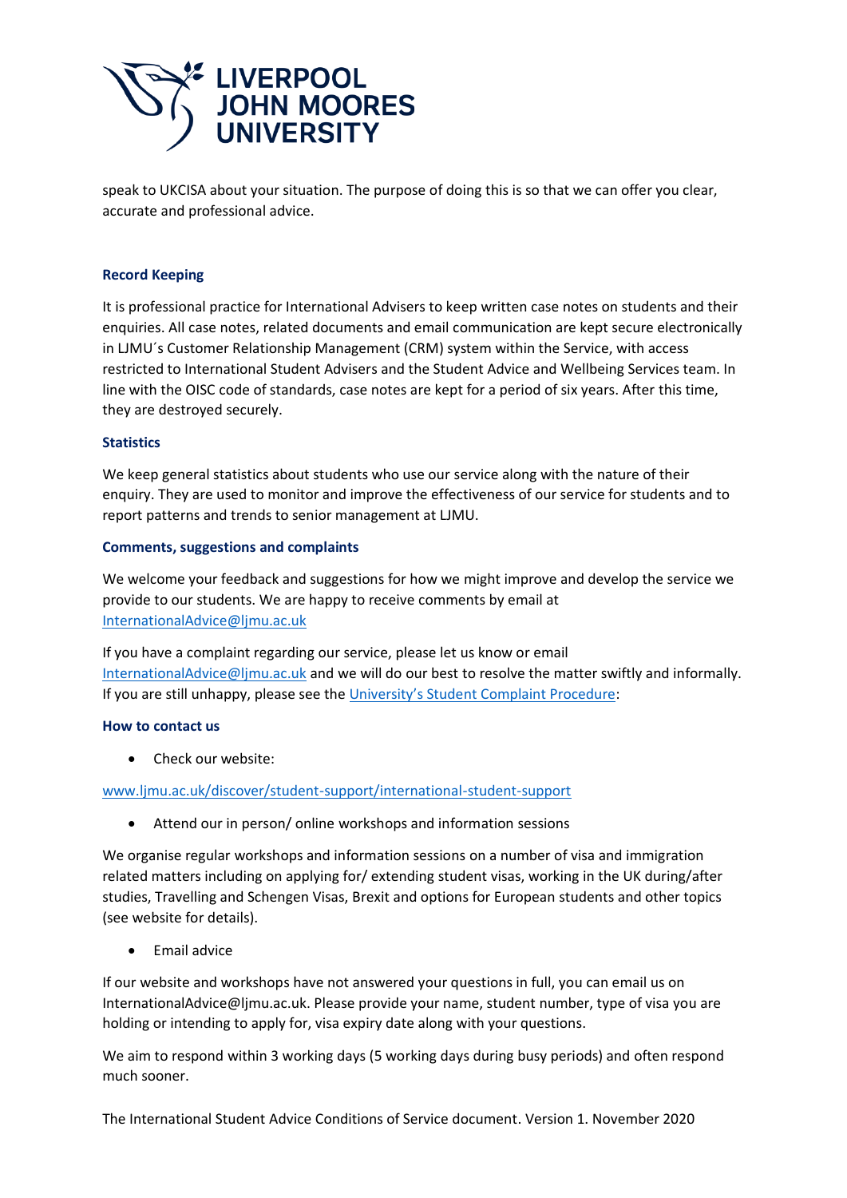speak to UKCISA about your situation. The purpose of doing this is so that we can offer you clear, accurate and professional advice.

### Record Keeping

It is professional practice for International Advisers to keep written case notes on students and their enquiries. All case notes, related documents and email communication are kept secure electronically in LJMU´s Customer Relationship Management (CRM) system within the Service, with access restricted to International Student Advisers and the Student Advice and Wellbeing Services team. In line with the OISC code of standards, case notes are kept for a period of six years. After this time, they are destroyed securely.

### Statistics

We keep general statistics about students who use our service along with the nature of their enquiry. They are used to monitor and improve the effectiveness of our service for students and to report patterns and trends to senior management at LJMU.

### Comments, suggestions and complaints

We welcome your feedback and suggestions for how we might improve and develop the service we provide to our students. We are happy to receive comments by email at InternationalAdvice@ljmu.ac.uk

If you have a complaint regarding our service, please let us know or email InternationalAdvice@ljmu.ac.uk and we will do our best to resolve the matter swiftly and informally. If you are still unhappy, please see the University's Student Complaint Procedure:

### How to contact us

- Check our website:

www.ljmu.ac.uk/discover/student-support/international-student-support

- Attend our in person/ online workshops and information sessions

We organise regular workshops and information sessions on a number of visa and immigration related matters including on applying for/ extending student visas, working in the UK during/after studies, Travelling and Schengen Visas, Brexit and options for European students and other topics (see website for details).

- Email advice

If our website and workshops have not answered your questions in full, you can email us on InternationalAdvice@ljmu.ac.uk. Please provide your name, student number, type of visa you are holding or intending to apply for, visa expiry date along with your questions.

We aim to respond within 3 working days (5 working days during busy periods) and often respond much sooner.

The International Student Advice Conditions of Service document. Version 1. November 2020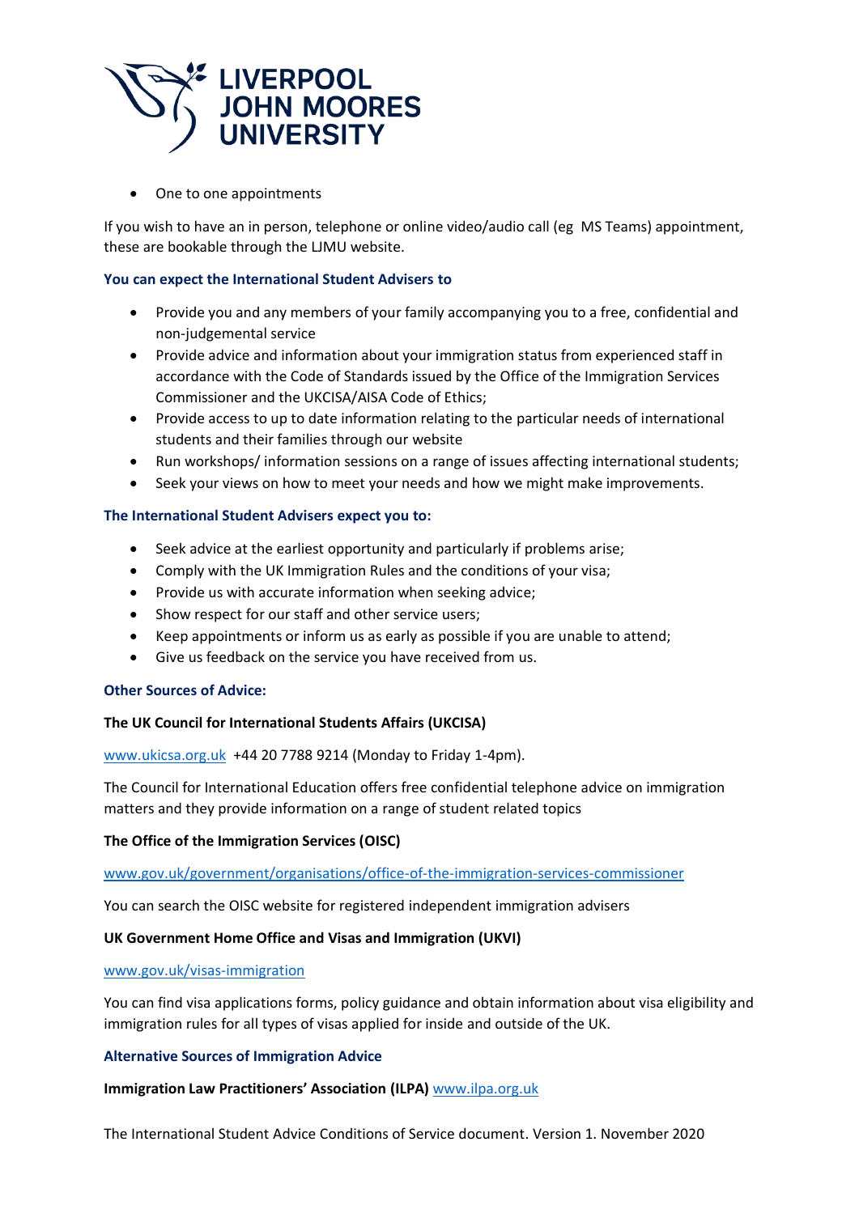- One to one appointments

If you wish to have an in person, telephone or online video/audio call (eg  MS Teams) appointment, these are bookable through the LJMU website.

### You can expect the International Student Advisers to

- Provide you and any members of your family accompanying you to a free, confidential and non-judgemental service
- Provide advice and information about your immigration status from experienced staff in accordance with the Code of Standards issued by the Office of the Immigration Services Commissioner and the UKCISA/AISA Code of Ethics;
- Provide access to up to date information relating to the particular needs of international students and their families through our website
- Run workshops/ information sessions on a range of issues affecting international students;
- Seek your views on how to meet your needs and how we might make improvements.

### The International Student Advisers expect you to:

- Seek advice at the earliest opportunity and particularly if problems arise;
- Comply with the UK Immigration Rules and the conditions of your visa;
- Provide us with accurate information when seeking advice;
- Show respect for our staff and other service users;
- Keep appointments or inform us as early as possible if you are unable to attend;
- Give us feedback on the service you have received from us.

### Other Sources of Advice:

**The UK Council for International Students Affairs (UKCISA)**

www.ukicsa.org.uk  +44 20 7788 9214 (Monday to Friday 1-4pm).

The Council for International Education offers free confidential telephone advice on immigration matters and they provide information on a range of student related topics

**The Office of the Immigration Services (OISC)**

www.gov.uk/government/organisations/office-of-the-immigration-services-commissioner

You can search the OISC website for registered independent immigration advisers

**UK Government Home Office and Visas and Immigration (UKVI)**

www.gov.uk/visas-immigration

You can find visa applications forms, policy guidance and obtain information about visa eligibility and immigration rules for all types of visas applied for inside and outside of the UK.

### Alternative Sources of Immigration Advice

**Immigration Law Practitioners' Association (ILPA)** www.ilpa.org.uk

The International Student Advice Conditions of Service document. Version 1. November 2020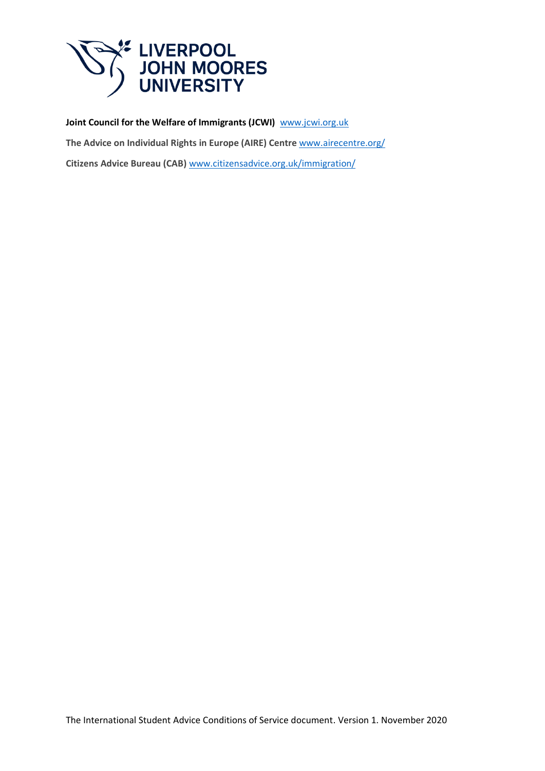**Joint Council for the Welfare of Immigrants (JCWI)** [www.jcwi.org.uk](http://www.jcwi.org.uk)

**The Advice on Individual Rights in Europe (AIRE) Centre** [www.airecentre.org/](http://www.airecentre.org/)

**Citizens Advice Bureau (CAB)** [www.citizensadvice.org.uk/immigration/](http://www.citizensadvice.org.uk/immigration/)